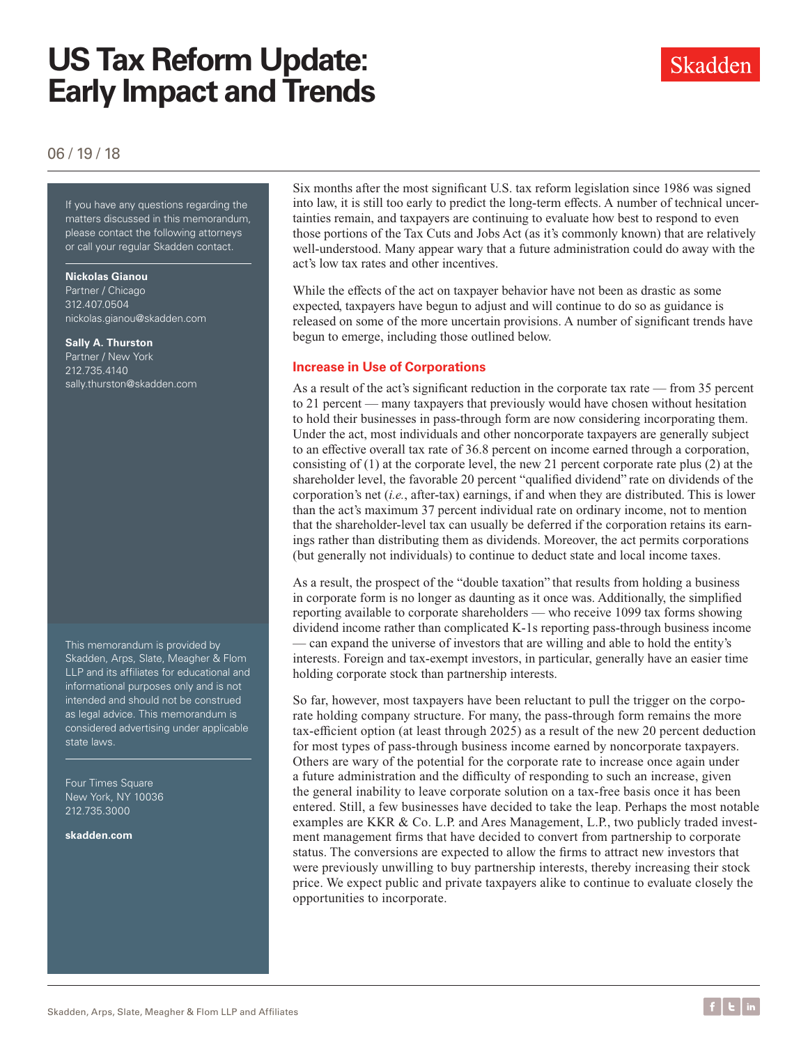# US Tax Reform Update: Early Impact and Trends

06 / 19 / 18

If you have any questions regarding the matters discussed in this memorandum, please contact the following attorneys or call your regular Skadden contact.

**Nickolas Gianou**
Partner / Chicago
312.407.0504
nickolas.gianou@skadden.com

**Sally A. Thurston**
Partner / New York
212.735.4140
sally.thurston@skadden.com

This memorandum is provided by Skadden, Arps, Slate, Meagher & Flom LLP and its affiliates for educational and informational purposes only and is not intended and should not be construed as legal advice. This memorandum is considered advertising under applicable state laws.

Four Times Square
New York, NY 10036
212.735.3000

**skadden.com**

Six months after the most significant U.S. tax reform legislation since 1986 was signed into law, it is still too early to predict the long-term effects. A number of technical uncertainties remain, and taxpayers are continuing to evaluate how best to respond to even those portions of the Tax Cuts and Jobs Act (as it's commonly known) that are relatively well-understood. Many appear wary that a future administration could do away with the act's low tax rates and other incentives.

While the effects of the act on taxpayer behavior have not been as drastic as some expected, taxpayers have begun to adjust and will continue to do so as guidance is released on some of the more uncertain provisions. A number of significant trends have begun to emerge, including those outlined below.

## Increase in Use of Corporations

As a result of the act's significant reduction in the corporate tax rate — from 35 percent to 21 percent — many taxpayers that previously would have chosen without hesitation to hold their businesses in pass-through form are now considering incorporating them. Under the act, most individuals and other noncorporate taxpayers are generally subject to an effective overall tax rate of 36.8 percent on income earned through a corporation, consisting of (1) at the corporate level, the new 21 percent corporate rate plus (2) at the shareholder level, the favorable 20 percent "qualified dividend" rate on dividends of the corporation's net (*i.e.*, after-tax) earnings, if and when they are distributed. This is lower than the act's maximum 37 percent individual rate on ordinary income, not to mention that the shareholder-level tax can usually be deferred if the corporation retains its earnings rather than distributing them as dividends. Moreover, the act permits corporations (but generally not individuals) to continue to deduct state and local income taxes.

As a result, the prospect of the "double taxation" that results from holding a business in corporate form is no longer as daunting as it once was. Additionally, the simplified reporting available to corporate shareholders — who receive 1099 tax forms showing dividend income rather than complicated K-1s reporting pass-through business income — can expand the universe of investors that are willing and able to hold the entity's interests. Foreign and tax-exempt investors, in particular, generally have an easier time holding corporate stock than partnership interests.

So far, however, most taxpayers have been reluctant to pull the trigger on the corporate holding company structure. For many, the pass-through form remains the more tax-efficient option (at least through 2025) as a result of the new 20 percent deduction for most types of pass-through business income earned by noncorporate taxpayers. Others are wary of the potential for the corporate rate to increase once again under a future administration and the difficulty of responding to such an increase, given the general inability to leave corporate solution on a tax-free basis once it has been entered. Still, a few businesses have decided to take the leap. Perhaps the most notable examples are KKR & Co. L.P. and Ares Management, L.P., two publicly traded investment management firms that have decided to convert from partnership to corporate status. The conversions are expected to allow the firms to attract new investors that were previously unwilling to buy partnership interests, thereby increasing their stock price. We expect public and private taxpayers alike to continue to evaluate closely the opportunities to incorporate.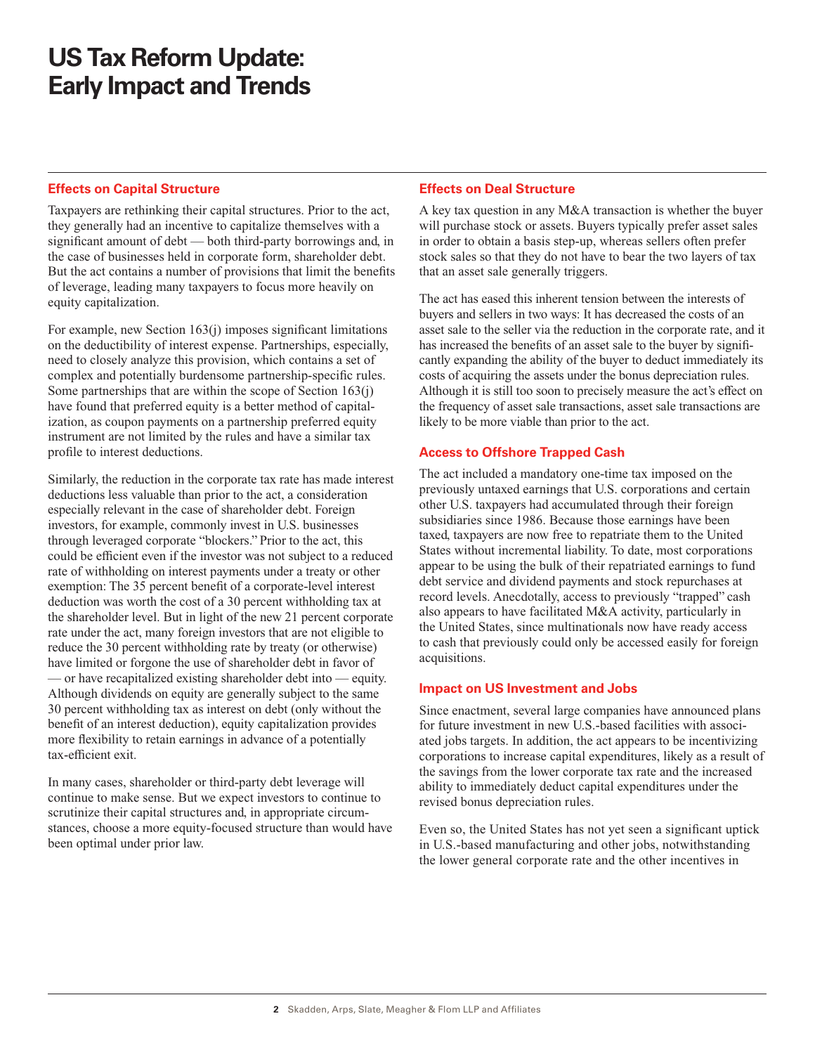# US Tax Reform Update: Early Impact and Trends

## Effects on Capital Structure

Taxpayers are rethinking their capital structures. Prior to the act, they generally had an incentive to capitalize themselves with a significant amount of debt — both third-party borrowings and, in the case of businesses held in corporate form, shareholder debt. But the act contains a number of provisions that limit the benefits of leverage, leading many taxpayers to focus more heavily on equity capitalization.

For example, new Section 163(j) imposes significant limitations on the deductibility of interest expense. Partnerships, especially, need to closely analyze this provision, which contains a set of complex and potentially burdensome partnership-specific rules. Some partnerships that are within the scope of Section 163(j) have found that preferred equity is a better method of capitalization, as coupon payments on a partnership preferred equity instrument are not limited by the rules and have a similar tax profile to interest deductions.

Similarly, the reduction in the corporate tax rate has made interest deductions less valuable than prior to the act, a consideration especially relevant in the case of shareholder debt. Foreign investors, for example, commonly invest in U.S. businesses through leveraged corporate "blockers." Prior to the act, this could be efficient even if the investor was not subject to a reduced rate of withholding on interest payments under a treaty or other exemption: The 35 percent benefit of a corporate-level interest deduction was worth the cost of a 30 percent withholding tax at the shareholder level. But in light of the new 21 percent corporate rate under the act, many foreign investors that are not eligible to reduce the 30 percent withholding rate by treaty (or otherwise) have limited or forgone the use of shareholder debt in favor of — or have recapitalized existing shareholder debt into — equity. Although dividends on equity are generally subject to the same 30 percent withholding tax as interest on debt (only without the benefit of an interest deduction), equity capitalization provides more flexibility to retain earnings in advance of a potentially tax-efficient exit.

In many cases, shareholder or third-party debt leverage will continue to make sense. But we expect investors to continue to scrutinize their capital structures and, in appropriate circumstances, choose a more equity-focused structure than would have been optimal under prior law.

## Effects on Deal Structure

A key tax question in any M&A transaction is whether the buyer will purchase stock or assets. Buyers typically prefer asset sales in order to obtain a basis step-up, whereas sellers often prefer stock sales so that they do not have to bear the two layers of tax that an asset sale generally triggers.

The act has eased this inherent tension between the interests of buyers and sellers in two ways: It has decreased the costs of an asset sale to the seller via the reduction in the corporate rate, and it has increased the benefits of an asset sale to the buyer by significantly expanding the ability of the buyer to deduct immediately its costs of acquiring the assets under the bonus depreciation rules. Although it is still too soon to precisely measure the act's effect on the frequency of asset sale transactions, asset sale transactions are likely to be more viable than prior to the act.

## Access to Offshore Trapped Cash

The act included a mandatory one-time tax imposed on the previously untaxed earnings that U.S. corporations and certain other U.S. taxpayers had accumulated through their foreign subsidiaries since 1986. Because those earnings have been taxed, taxpayers are now free to repatriate them to the United States without incremental liability. To date, most corporations appear to be using the bulk of their repatriated earnings to fund debt service and dividend payments and stock repurchases at record levels. Anecdotally, access to previously "trapped" cash also appears to have facilitated M&A activity, particularly in the United States, since multinationals now have ready access to cash that previously could only be accessed easily for foreign acquisitions.

## Impact on US Investment and Jobs

Since enactment, several large companies have announced plans for future investment in new U.S.-based facilities with associated jobs targets. In addition, the act appears to be incentivizing corporations to increase capital expenditures, likely as a result of the savings from the lower corporate tax rate and the increased ability to immediately deduct capital expenditures under the revised bonus depreciation rules.

Even so, the United States has not yet seen a significant uptick in U.S.-based manufacturing and other jobs, notwithstanding the lower general corporate rate and the other incentives in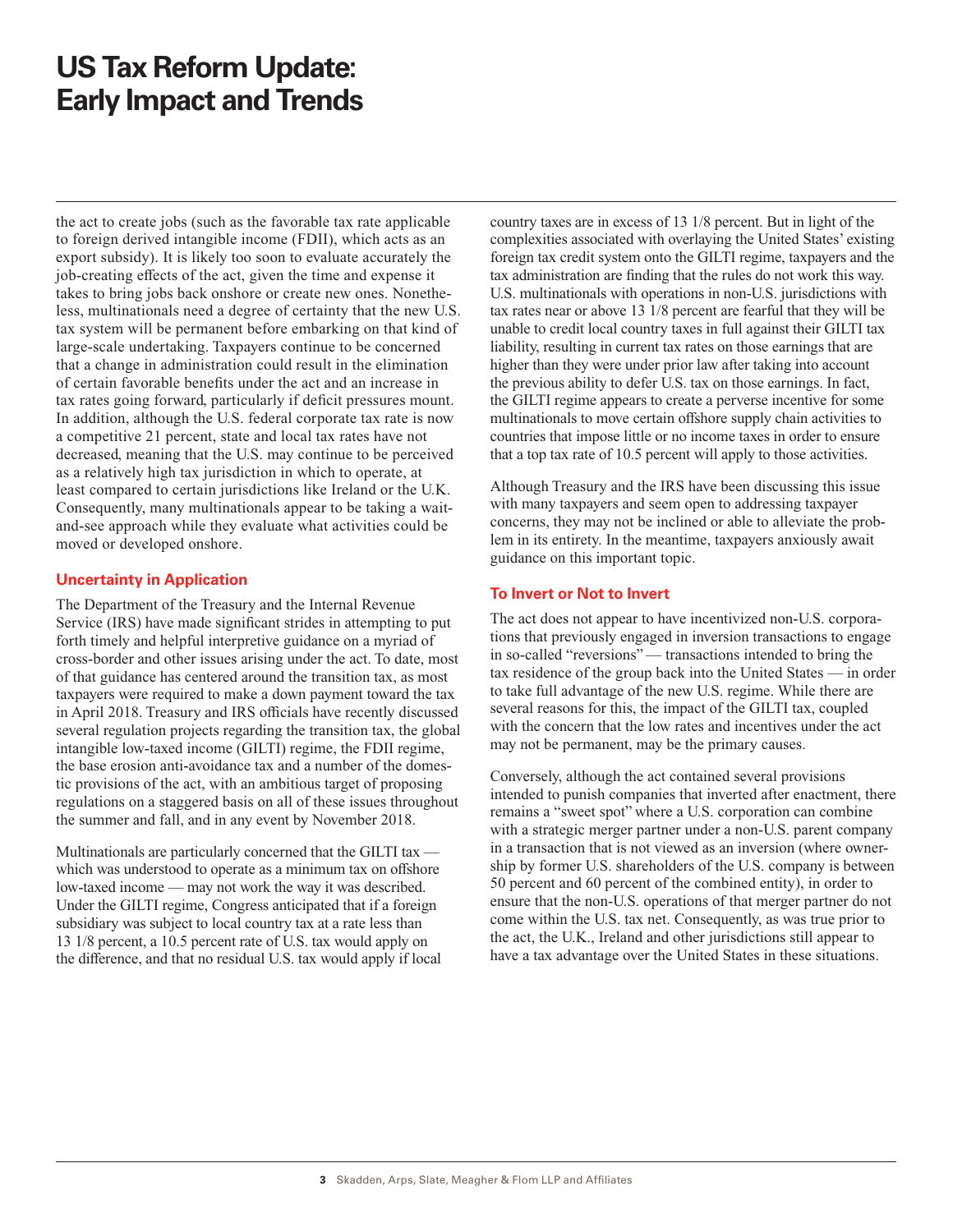the act to create jobs (such as the favorable tax rate applicable to foreign derived intangible income (FDII), which acts as an export subsidy). It is likely too soon to evaluate accurately the job-creating effects of the act, given the time and expense it takes to bring jobs back onshore or create new ones. Nonetheless, multinationals need a degree of certainty that the new U.S. tax system will be permanent before embarking on that kind of large-scale undertaking. Taxpayers continue to be concerned that a change in administration could result in the elimination of certain favorable benefits under the act and an increase in tax rates going forward, particularly if deficit pressures mount. In addition, although the U.S. federal corporate tax rate is now a competitive 21 percent, state and local tax rates have not decreased, meaning that the U.S. may continue to be perceived as a relatively high tax jurisdiction in which to operate, at least compared to certain jurisdictions like Ireland or the U.K. Consequently, many multinationals appear to be taking a wait-and-see approach while they evaluate what activities could be moved or developed onshore.

## Uncertainty in Application

The Department of the Treasury and the Internal Revenue Service (IRS) have made significant strides in attempting to put forth timely and helpful interpretive guidance on a myriad of cross-border and other issues arising under the act. To date, most of that guidance has centered around the transition tax, as most taxpayers were required to make a down payment toward the tax in April 2018. Treasury and IRS officials have recently discussed several regulation projects regarding the transition tax, the global intangible low-taxed income (GILTI) regime, the FDII regime, the base erosion anti-avoidance tax and a number of the domestic provisions of the act, with an ambitious target of proposing regulations on a staggered basis on all of these issues throughout the summer and fall, and in any event by November 2018.

Multinationals are particularly concerned that the GILTI tax — which was understood to operate as a minimum tax on offshore low-taxed income — may not work the way it was described. Under the GILTI regime, Congress anticipated that if a foreign subsidiary was subject to local country tax at a rate less than 13 1/8 percent, a 10.5 percent rate of U.S. tax would apply on the difference, and that no residual U.S. tax would apply if local country taxes are in excess of 13 1/8 percent. But in light of the complexities associated with overlaying the United States' existing foreign tax credit system onto the GILTI regime, taxpayers and the tax administration are finding that the rules do not work this way. U.S. multinationals with operations in non-U.S. jurisdictions with tax rates near or above 13 1/8 percent are fearful that they will be unable to credit local country taxes in full against their GILTI tax liability, resulting in current tax rates on those earnings that are higher than they were under prior law after taking into account the previous ability to defer U.S. tax on those earnings. In fact, the GILTI regime appears to create a perverse incentive for some multinationals to move certain offshore supply chain activities to countries that impose little or no income taxes in order to ensure that a top tax rate of 10.5 percent will apply to those activities.

Although Treasury and the IRS have been discussing this issue with many taxpayers and seem open to addressing taxpayer concerns, they may not be inclined or able to alleviate the problem in its entirety. In the meantime, taxpayers anxiously await guidance on this important topic.

## To Invert or Not to Invert

The act does not appear to have incentivized non-U.S. corporations that previously engaged in inversion transactions to engage in so-called "reversions" — transactions intended to bring the tax residence of the group back into the United States — in order to take full advantage of the new U.S. regime. While there are several reasons for this, the impact of the GILTI tax, coupled with the concern that the low rates and incentives under the act may not be permanent, may be the primary causes.

Conversely, although the act contained several provisions intended to punish companies that inverted after enactment, there remains a "sweet spot" where a U.S. corporation can combine with a strategic merger partner under a non-U.S. parent company in a transaction that is not viewed as an inversion (where ownership by former U.S. shareholders of the U.S. company is between 50 percent and 60 percent of the combined entity), in order to ensure that the non-U.S. operations of that merger partner do not come within the U.S. tax net. Consequently, as was true prior to the act, the U.K., Ireland and other jurisdictions still appear to have a tax advantage over the United States in these situations.